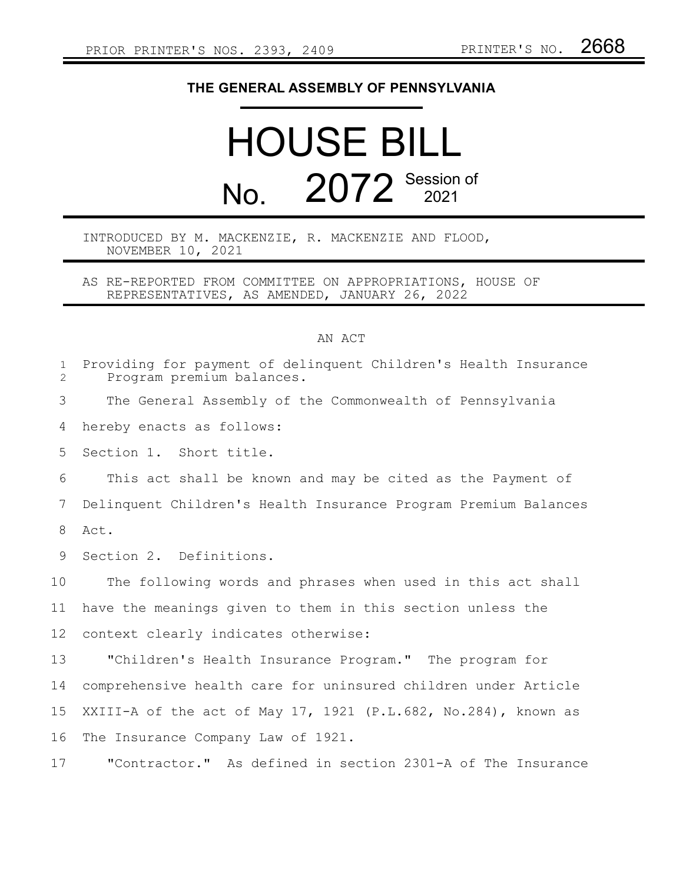PRIOR PRINTER'S NOS. 2393, 2409 PRINTER'S NO. 2668

# THE GENERAL ASSEMBLY OF PENNSYLVANIA

# HOUSE BILL

# No. 2072 Session of 2021

INTRODUCED BY M. MACKENZIE, R. MACKENZIE AND FLOOD, NOVEMBER 10, 2021

AS RE-REPORTED FROM COMMITTEE ON APPROPRIATIONS, HOUSE OF REPRESENTATIVES, AS AMENDED, JANUARY 26, 2022

## AN ACT

Providing for payment of delinquent Children's Health Insurance Program premium balances.

The General Assembly of the Commonwealth of Pennsylvania hereby enacts as follows:

Section 1. Short title.

This act shall be known and may be cited as the Payment of Delinquent Children's Health Insurance Program Premium Balances Act.

Section 2. Definitions.

The following words and phrases when used in this act shall have the meanings given to them in this section unless the context clearly indicates otherwise:

"Children's Health Insurance Program." The program for comprehensive health care for uninsured children under Article XXIII-A of the act of May 17, 1921 (P.L.682, No.284), known as The Insurance Company Law of 1921.

"Contractor." As defined in section 2301-A of The Insurance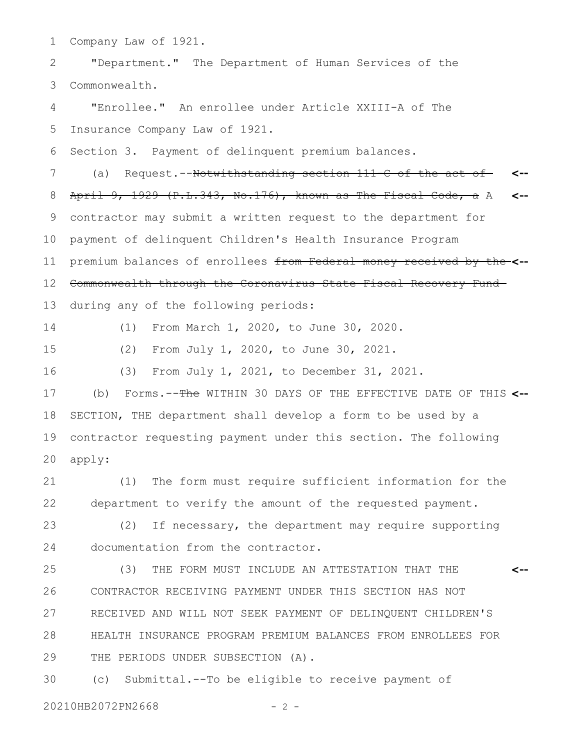Company Law of 1921.

"Department." The Department of Human Services of the Commonwealth.

"Enrollee." An enrollee under Article XXIII-A of The Insurance Company Law of 1921.

Section 3. Payment of delinquent premium balances.

(a) Request.--~~Notwithstanding section 111-C of the act of April 9, 1929 (P.L.343, No.176), known as The Fiscal Code, a~~ A contractor may submit a written request to the department for payment of delinquent Children's Health Insurance Program premium balances of enrollees ~~from Federal money received by the Commonwealth through the Coronavirus State Fiscal Recovery Fund~~ during any of the following periods:

(1) From March 1, 2020, to June 30, 2020.

(2) From July 1, 2020, to June 30, 2021.

(3) From July 1, 2021, to December 31, 2021.

(b) Forms.--~~The~~ WITHIN 30 DAYS OF THE EFFECTIVE DATE OF THIS SECTION, THE department shall develop a form to be used by a contractor requesting payment under this section. The following apply:

(1) The form must require sufficient information for the department to verify the amount of the requested payment.

(2) If necessary, the department may require supporting documentation from the contractor.

(3) THE FORM MUST INCLUDE AN ATTESTATION THAT THE CONTRACTOR RECEIVING PAYMENT UNDER THIS SECTION HAS NOT RECEIVED AND WILL NOT SEEK PAYMENT OF DELINQUENT CHILDREN'S HEALTH INSURANCE PROGRAM PREMIUM BALANCES FROM ENROLLEES FOR THE PERIODS UNDER SUBSECTION (A).

(c) Submittal.--To be eligible to receive payment of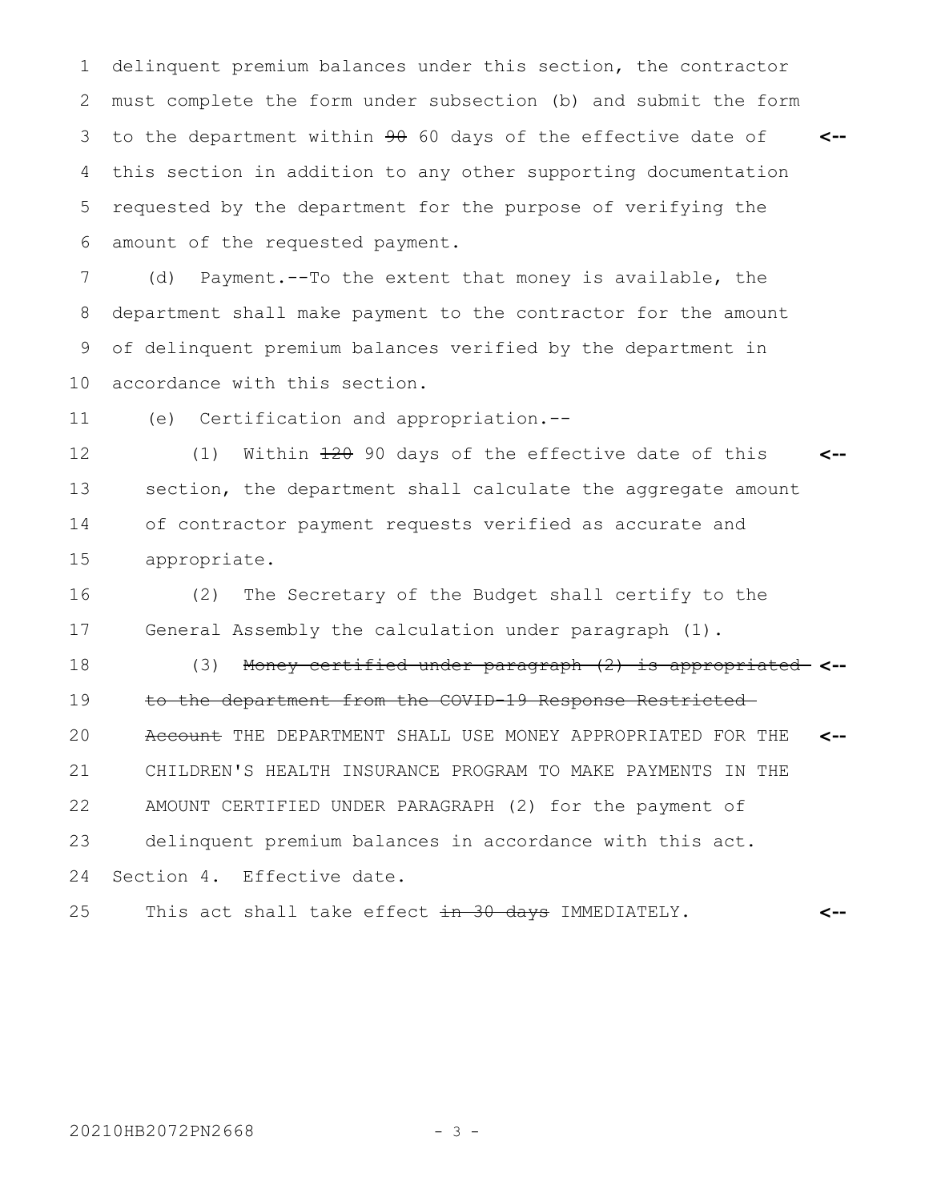delinquent premium balances under this section, the contractor must complete the form under subsection (b) and submit the form to the department within ~~90~~ 60 days of the effective date of this section in addition to any other supporting documentation requested by the department for the purpose of verifying the amount of the requested payment.

(d) Payment.--To the extent that money is available, the department shall make payment to the contractor for the amount of delinquent premium balances verified by the department in accordance with this section.

(e) Certification and appropriation.--

(1) Within ~~120~~ 90 days of the effective date of this section, the department shall calculate the aggregate amount of contractor payment requests verified as accurate and appropriate.

(2) The Secretary of the Budget shall certify to the General Assembly the calculation under paragraph (1).

(3) ~~Money certified under paragraph (2) is appropriated to the department from the COVID-19 Response Restricted Account~~ THE DEPARTMENT SHALL USE MONEY APPROPRIATED FOR THE CHILDREN'S HEALTH INSURANCE PROGRAM TO MAKE PAYMENTS IN THE AMOUNT CERTIFIED UNDER PARAGRAPH (2) for the payment of delinquent premium balances in accordance with this act.

Section 4. Effective date.

This act shall take effect ~~in 30 days~~ IMMEDIATELY.